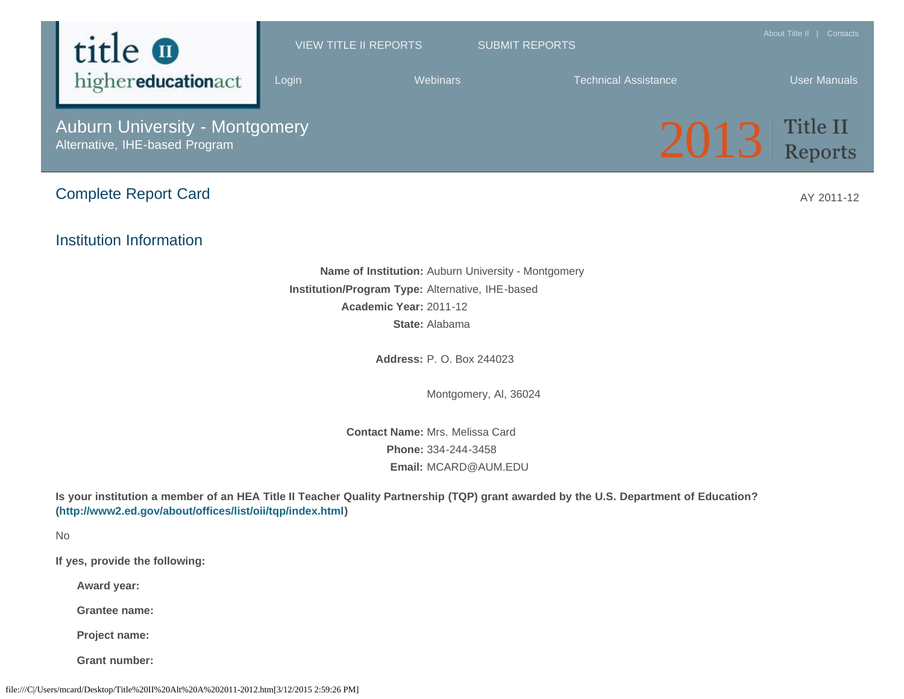# Auburn University - Montgomery

Alternative, IHE-based Program

2013 Title II Reports

## Complete Report Card

AY 2011-12

## Institution Information

**Name of Institution:** Auburn University - Montgomery
**Institution/Program Type:** Alternative, IHE-based
**Academic Year:** 2011-12
**State:** Alabama

**Address:** P. O. Box 244023

Montgomery, Al, 36024

**Contact Name:** Mrs. Melissa Card
**Phone:** 334-244-3458
**Email:** MCARD@AUM.EDU

**Is your institution a member of an HEA Title II Teacher Quality Partnership (TQP) grant awarded by the U.S. Department of Education? (http://www2.ed.gov/about/offices/list/oii/tqp/index.html)**

No

**If yes, provide the following:**

**Award year:**

**Grantee name:**

**Project name:**

**Grant number:**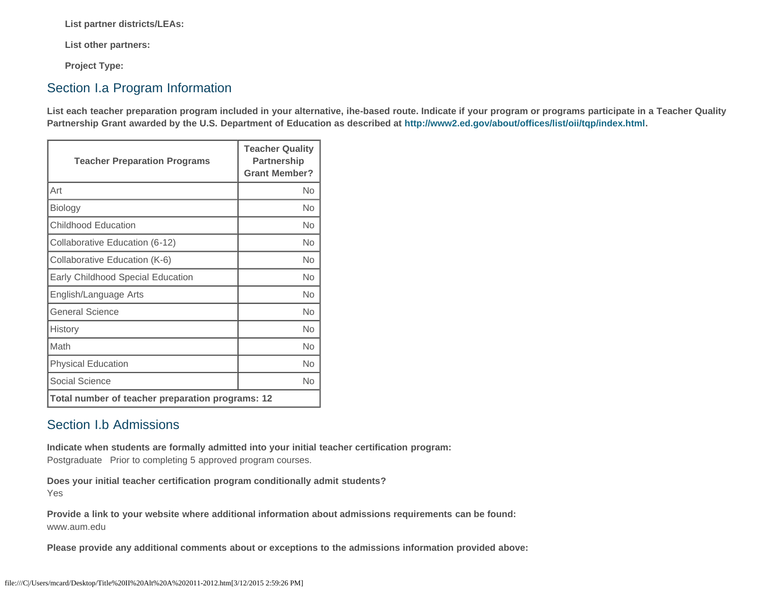**List partner districts/LEAs:**

**List other partners:**

**Project Type:**

## Section I.a Program Information

**List each teacher preparation program included in your alternative, ihe-based route. Indicate if your program or programs participate in a Teacher Quality Partnership Grant awarded by the U.S. Department of Education as described at http://www2.ed.gov/about/offices/list/oii/tqp/index.html.**

| Teacher Preparation Programs | Teacher Quality Partnership Grant Member? |
|---|---|
| Art | No |
| Biology | No |
| Childhood Education | No |
| Collaborative Education (6-12) | No |
| Collaborative Education (K-6) | No |
| Early Childhood Special Education | No |
| English/Language Arts | No |
| General Science | No |
| History | No |
| Math | No |
| Physical Education | No |
| Social Science | No |
| **Total number of teacher preparation programs: 12** | |

## Section I.b Admissions

**Indicate when students are formally admitted into your initial teacher certification program:**
Postgraduate   Prior to completing 5 approved program courses.

**Does your initial teacher certification program conditionally admit students?**
Yes

**Provide a link to your website where additional information about admissions requirements can be found:**
www.aum.edu

**Please provide any additional comments about or exceptions to the admissions information provided above:**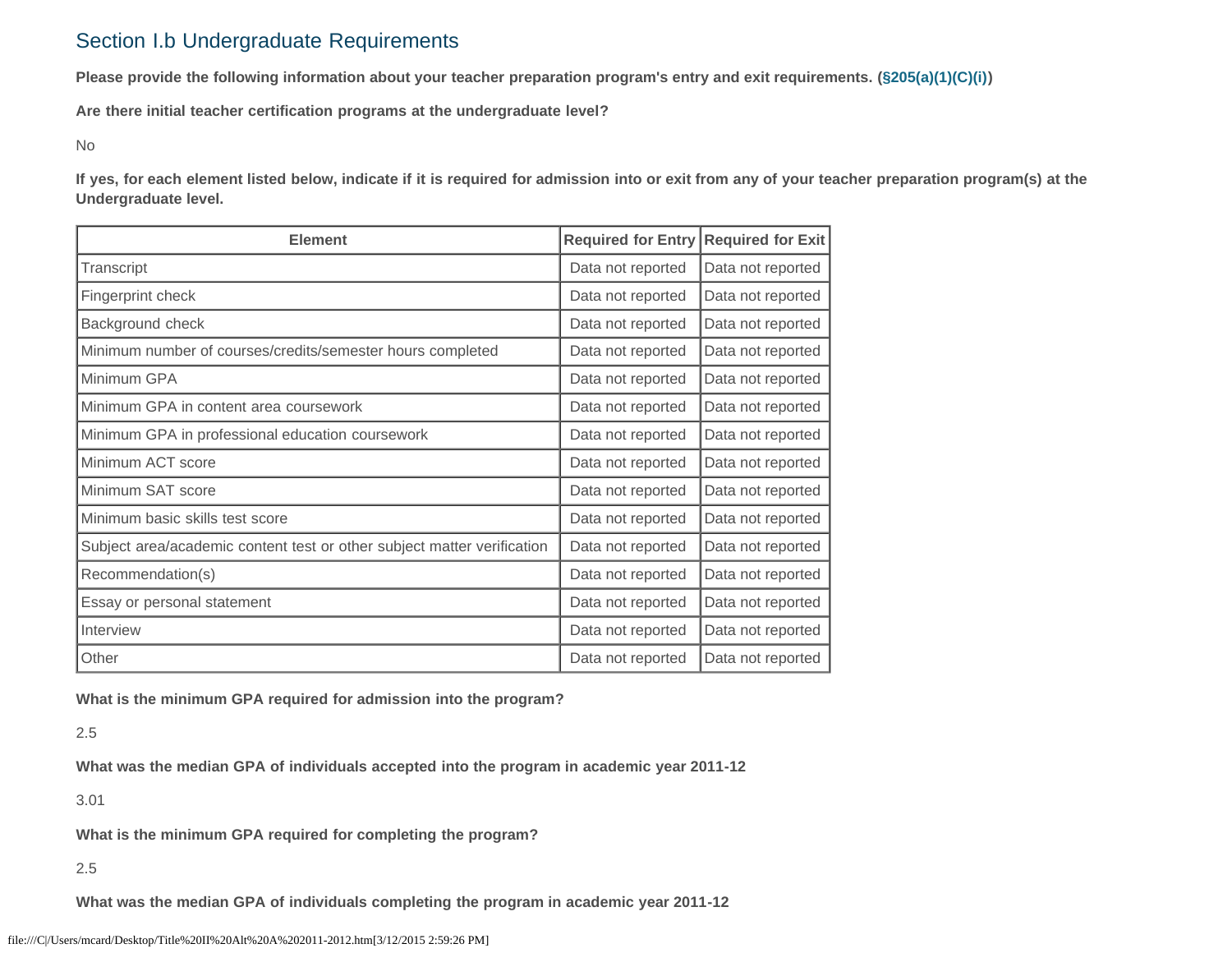## Section I.b Undergraduate Requirements

**Please provide the following information about your teacher preparation program's entry and exit requirements. (§205(a)(1)(C)(i))**

**Are there initial teacher certification programs at the undergraduate level?**

No

**If yes, for each element listed below, indicate if it is required for admission into or exit from any of your teacher preparation program(s) at the Undergraduate level.**

| Element | Required for Entry | Required for Exit |
|---|---|---|
| Transcript | Data not reported | Data not reported |
| Fingerprint check | Data not reported | Data not reported |
| Background check | Data not reported | Data not reported |
| Minimum number of courses/credits/semester hours completed | Data not reported | Data not reported |
| Minimum GPA | Data not reported | Data not reported |
| Minimum GPA in content area coursework | Data not reported | Data not reported |
| Minimum GPA in professional education coursework | Data not reported | Data not reported |
| Minimum ACT score | Data not reported | Data not reported |
| Minimum SAT score | Data not reported | Data not reported |
| Minimum basic skills test score | Data not reported | Data not reported |
| Subject area/academic content test or other subject matter verification | Data not reported | Data not reported |
| Recommendation(s) | Data not reported | Data not reported |
| Essay or personal statement | Data not reported | Data not reported |
| Interview | Data not reported | Data not reported |
| Other | Data not reported | Data not reported |

**What is the minimum GPA required for admission into the program?**

2.5

**What was the median GPA of individuals accepted into the program in academic year 2011-12**

3.01

**What is the minimum GPA required for completing the program?**

2.5

**What was the median GPA of individuals completing the program in academic year 2011-12**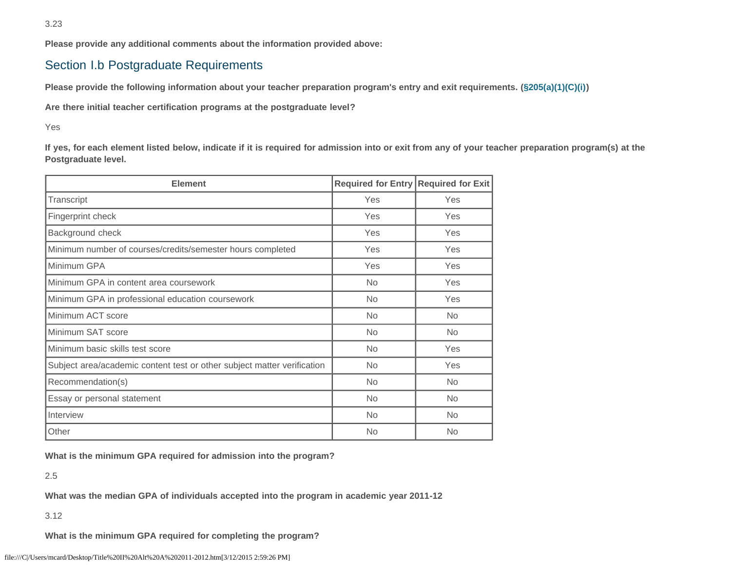3.23

**Please provide any additional comments about the information provided above:**

## Section I.b Postgraduate Requirements

**Please provide the following information about your teacher preparation program's entry and exit requirements. (§205(a)(1)(C)(i))**

**Are there initial teacher certification programs at the postgraduate level?**

Yes

**If yes, for each element listed below, indicate if it is required for admission into or exit from any of your teacher preparation program(s) at the Postgraduate level.**

| Element | Required for Entry | Required for Exit |
|---|---|---|
| Transcript | Yes | Yes |
| Fingerprint check | Yes | Yes |
| Background check | Yes | Yes |
| Minimum number of courses/credits/semester hours completed | Yes | Yes |
| Minimum GPA | Yes | Yes |
| Minimum GPA in content area coursework | No | Yes |
| Minimum GPA in professional education coursework | No | Yes |
| Minimum ACT score | No | No |
| Minimum SAT score | No | No |
| Minimum basic skills test score | No | Yes |
| Subject area/academic content test or other subject matter verification | No | Yes |
| Recommendation(s) | No | No |
| Essay or personal statement | No | No |
| Interview | No | No |
| Other | No | No |

**What is the minimum GPA required for admission into the program?**

2.5

**What was the median GPA of individuals accepted into the program in academic year 2011-12**

3.12

**What is the minimum GPA required for completing the program?**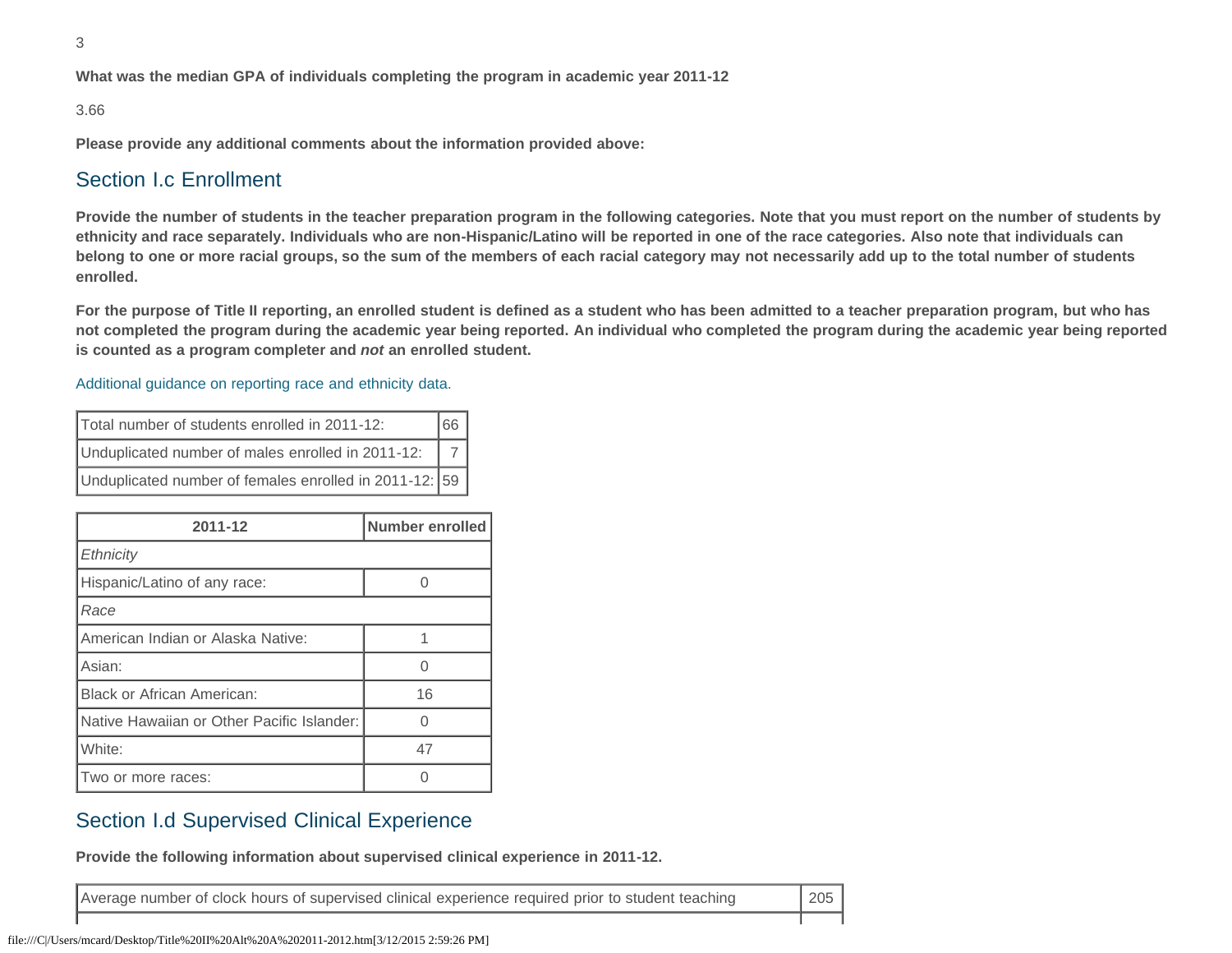3

**What was the median GPA of individuals completing the program in academic year 2011-12**

3.66

**Please provide any additional comments about the information provided above:**

## Section I.c Enrollment

**Provide the number of students in the teacher preparation program in the following categories. Note that you must report on the number of students by ethnicity and race separately. Individuals who are non-Hispanic/Latino will be reported in one of the race categories. Also note that individuals can belong to one or more racial groups, so the sum of the members of each racial category may not necessarily add up to the total number of students enrolled.**

**For the purpose of Title II reporting, an enrolled student is defined as a student who has been admitted to a teacher preparation program, but who has not completed the program during the academic year being reported. An individual who completed the program during the academic year being reported is counted as a program completer and *not* an enrolled student.**

Additional guidance on reporting race and ethnicity data.

| | |
|---|---|
| Total number of students enrolled in 2011-12: | 66 |
| Unduplicated number of males enrolled in 2011-12: | 7 |
| Unduplicated number of females enrolled in 2011-12: | 59 |

| 2011-12 | Number enrolled |
|---|---|
| *Ethnicity* | |
| Hispanic/Latino of any race: | 0 |
| *Race* | |
| American Indian or Alaska Native: | 1 |
| Asian: | 0 |
| Black or African American: | 16 |
| Native Hawaiian or Other Pacific Islander: | 0 |
| White: | 47 |
| Two or more races: | 0 |

## Section I.d Supervised Clinical Experience

**Provide the following information about supervised clinical experience in 2011-12.**

| | |
|---|---|
| Average number of clock hours of supervised clinical experience required prior to student teaching | 205 |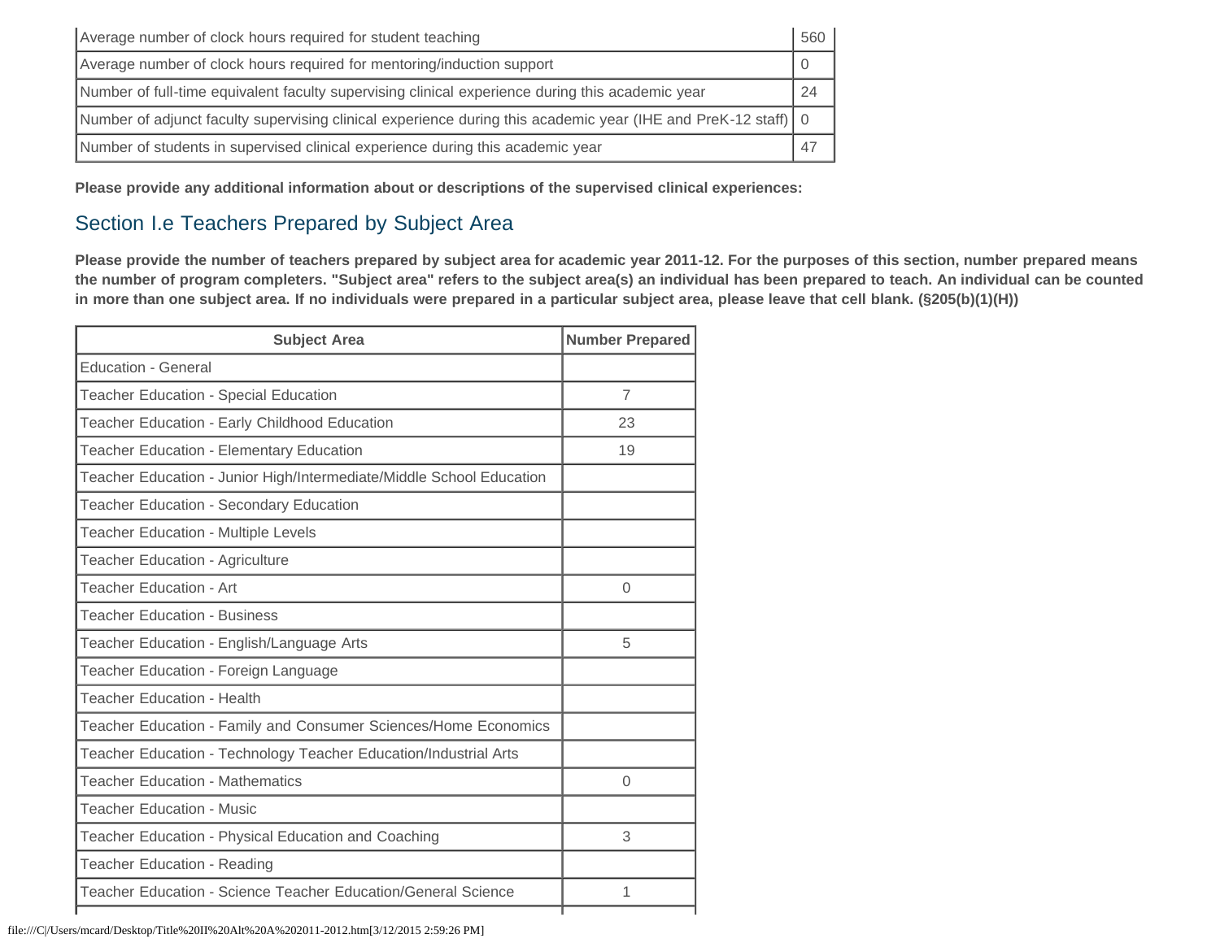| | |
|---|---|
| Average number of clock hours required for student teaching | 560 |
| Average number of clock hours required for mentoring/induction support | 0 |
| Number of full-time equivalent faculty supervising clinical experience during this academic year | 24 |
| Number of adjunct faculty supervising clinical experience during this academic year (IHE and PreK-12 staff) | 0 |
| Number of students in supervised clinical experience during this academic year | 47 |

**Please provide any additional information about or descriptions of the supervised clinical experiences:**

## Section I.e Teachers Prepared by Subject Area

**Please provide the number of teachers prepared by subject area for academic year 2011-12. For the purposes of this section, number prepared means the number of program completers. "Subject area" refers to the subject area(s) an individual has been prepared to teach. An individual can be counted in more than one subject area. If no individuals were prepared in a particular subject area, please leave that cell blank. (§205(b)(1)(H))**

| Subject Area | Number Prepared |
|---|---|
| Education - General | |
| Teacher Education - Special Education | 7 |
| Teacher Education - Early Childhood Education | 23 |
| Teacher Education - Elementary Education | 19 |
| Teacher Education - Junior High/Intermediate/Middle School Education | |
| Teacher Education - Secondary Education | |
| Teacher Education - Multiple Levels | |
| Teacher Education - Agriculture | |
| Teacher Education - Art | 0 |
| Teacher Education - Business | |
| Teacher Education - English/Language Arts | 5 |
| Teacher Education - Foreign Language | |
| Teacher Education - Health | |
| Teacher Education - Family and Consumer Sciences/Home Economics | |
| Teacher Education - Technology Teacher Education/Industrial Arts | |
| Teacher Education - Mathematics | 0 |
| Teacher Education - Music | |
| Teacher Education - Physical Education and Coaching | 3 |
| Teacher Education - Reading | |
| Teacher Education - Science Teacher Education/General Science | 1 |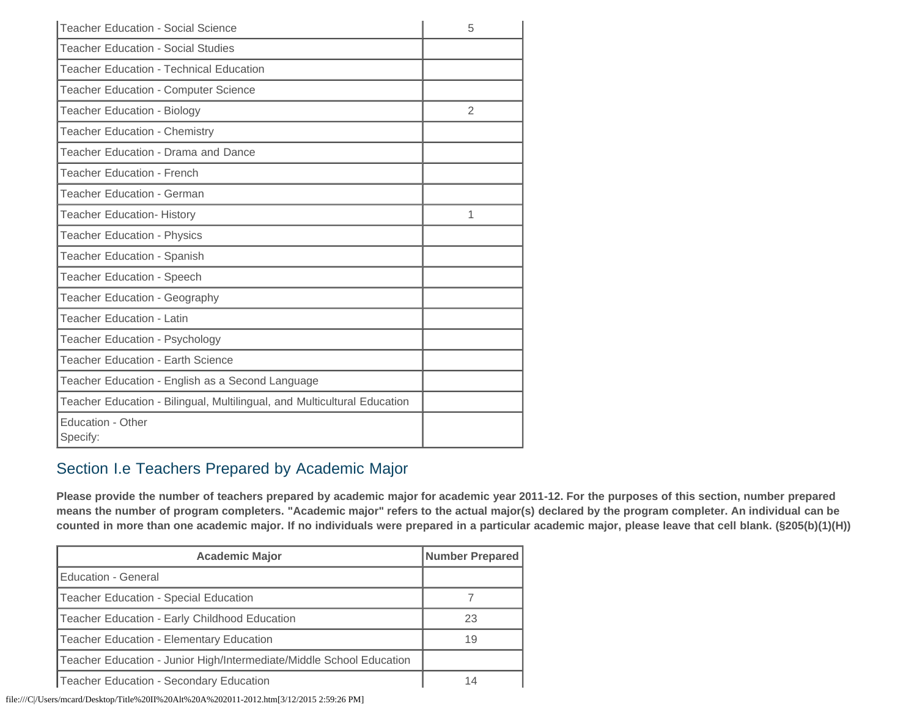| | |
|---|---|
| Teacher Education - Social Science | 5 |
| Teacher Education - Social Studies | |
| Teacher Education - Technical Education | |
| Teacher Education - Computer Science | |
| Teacher Education - Biology | 2 |
| Teacher Education - Chemistry | |
| Teacher Education - Drama and Dance | |
| Teacher Education - French | |
| Teacher Education - German | |
| Teacher Education- History | 1 |
| Teacher Education - Physics | |
| Teacher Education - Spanish | |
| Teacher Education - Speech | |
| Teacher Education - Geography | |
| Teacher Education - Latin | |
| Teacher Education - Psychology | |
| Teacher Education - Earth Science | |
| Teacher Education - English as a Second Language | |
| Teacher Education - Bilingual, Multilingual, and Multicultural Education | |
| Education - Other<br>Specify: | |

## Section I.e Teachers Prepared by Academic Major

**Please provide the number of teachers prepared by academic major for academic year 2011-12. For the purposes of this section, number prepared means the number of program completers. "Academic major" refers to the actual major(s) declared by the program completer. An individual can be counted in more than one academic major. If no individuals were prepared in a particular academic major, please leave that cell blank. (§205(b)(1)(H))**

| Academic Major | Number Prepared |
|---|---|
| Education - General | |
| Teacher Education - Special Education | 7 |
| Teacher Education - Early Childhood Education | 23 |
| Teacher Education - Elementary Education | 19 |
| Teacher Education - Junior High/Intermediate/Middle School Education | |
| Teacher Education - Secondary Education | 14 |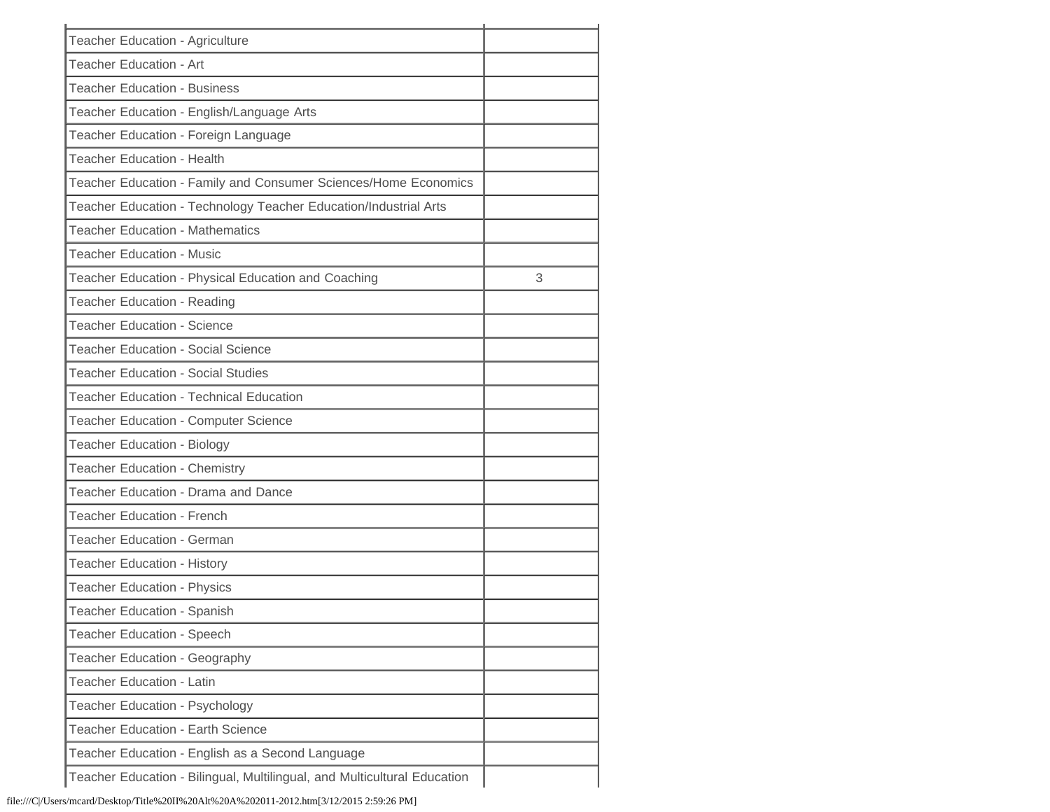| | |
|---|---|
| Teacher Education - Agriculture | |
| Teacher Education - Art | |
| Teacher Education - Business | |
| Teacher Education - English/Language Arts | |
| Teacher Education - Foreign Language | |
| Teacher Education - Health | |
| Teacher Education - Family and Consumer Sciences/Home Economics | |
| Teacher Education - Technology Teacher Education/Industrial Arts | |
| Teacher Education - Mathematics | |
| Teacher Education - Music | |
| Teacher Education - Physical Education and Coaching | 3 |
| Teacher Education - Reading | |
| Teacher Education - Science | |
| Teacher Education - Social Science | |
| Teacher Education - Social Studies | |
| Teacher Education - Technical Education | |
| Teacher Education - Computer Science | |
| Teacher Education - Biology | |
| Teacher Education - Chemistry | |
| Teacher Education - Drama and Dance | |
| Teacher Education - French | |
| Teacher Education - German | |
| Teacher Education - History | |
| Teacher Education - Physics | |
| Teacher Education - Spanish | |
| Teacher Education - Speech | |
| Teacher Education - Geography | |
| Teacher Education - Latin | |
| Teacher Education - Psychology | |
| Teacher Education - Earth Science | |
| Teacher Education - English as a Second Language | |
| Teacher Education - Bilingual, Multilingual, and Multicultural Education | |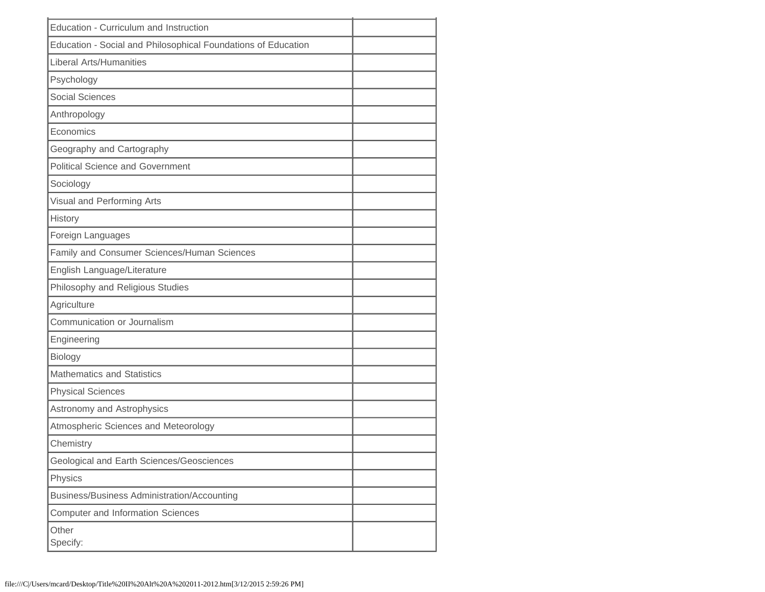| | |
|---|---|
| Education - Curriculum and Instruction | |
| Education - Social and Philosophical Foundations of Education | |
| Liberal Arts/Humanities | |
| Psychology | |
| Social Sciences | |
| Anthropology | |
| Economics | |
| Geography and Cartography | |
| Political Science and Government | |
| Sociology | |
| Visual and Performing Arts | |
| History | |
| Foreign Languages | |
| Family and Consumer Sciences/Human Sciences | |
| English Language/Literature | |
| Philosophy and Religious Studies | |
| Agriculture | |
| Communication or Journalism | |
| Engineering | |
| Biology | |
| Mathematics and Statistics | |
| Physical Sciences | |
| Astronomy and Astrophysics | |
| Atmospheric Sciences and Meteorology | |
| Chemistry | |
| Geological and Earth Sciences/Geosciences | |
| Physics | |
| Business/Business Administration/Accounting | |
| Computer and Information Sciences | |
| Other<br>Specify: | |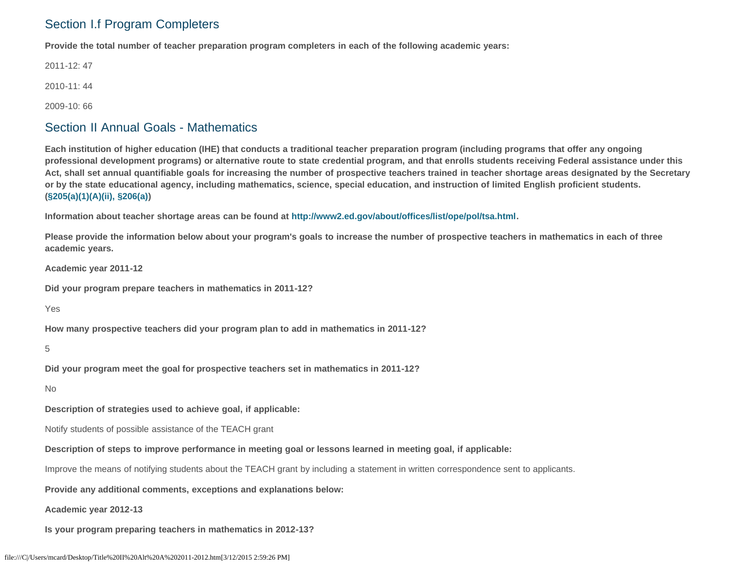## Section I.f Program Completers

**Provide the total number of teacher preparation program completers in each of the following academic years:**

2011-12: 47

2010-11: 44

2009-10: 66

## Section II Annual Goals - Mathematics

**Each institution of higher education (IHE) that conducts a traditional teacher preparation program (including programs that offer any ongoing professional development programs) or alternative route to state credential program, and that enrolls students receiving Federal assistance under this Act, shall set annual quantifiable goals for increasing the number of prospective teachers trained in teacher shortage areas designated by the Secretary or by the state educational agency, including mathematics, science, special education, and instruction of limited English proficient students. (§205(a)(1)(A)(ii), §206(a))**

**Information about teacher shortage areas can be found at http://www2.ed.gov/about/offices/list/ope/pol/tsa.html.**

**Please provide the information below about your program's goals to increase the number of prospective teachers in mathematics in each of three academic years.**

**Academic year 2011-12**

**Did your program prepare teachers in mathematics in 2011-12?**

Yes

**How many prospective teachers did your program plan to add in mathematics in 2011-12?**

5

**Did your program meet the goal for prospective teachers set in mathematics in 2011-12?**

No

**Description of strategies used to achieve goal, if applicable:**

Notify students of possible assistance of the TEACH grant

**Description of steps to improve performance in meeting goal or lessons learned in meeting goal, if applicable:**

Improve the means of notifying students about the TEACH grant by including a statement in written correspondence sent to applicants.

**Provide any additional comments, exceptions and explanations below:**

**Academic year 2012-13**

**Is your program preparing teachers in mathematics in 2012-13?**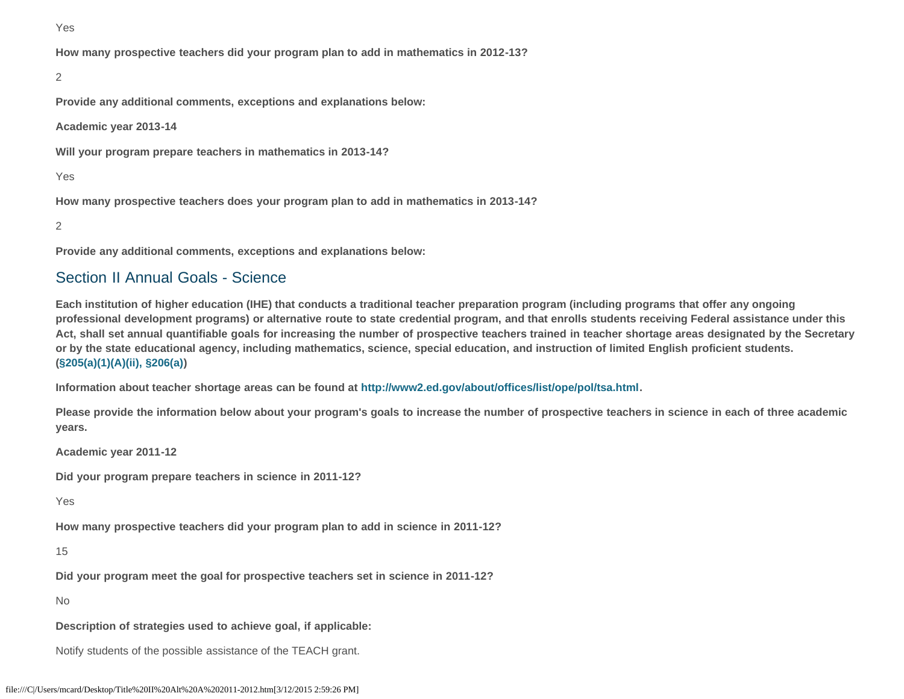Yes

**How many prospective teachers did your program plan to add in mathematics in 2012-13?**

2

**Provide any additional comments, exceptions and explanations below:**

**Academic year 2013-14**

**Will your program prepare teachers in mathematics in 2013-14?**

Yes

**How many prospective teachers does your program plan to add in mathematics in 2013-14?**

2

**Provide any additional comments, exceptions and explanations below:**

## Section II Annual Goals - Science

**Each institution of higher education (IHE) that conducts a traditional teacher preparation program (including programs that offer any ongoing professional development programs) or alternative route to state credential program, and that enrolls students receiving Federal assistance under this Act, shall set annual quantifiable goals for increasing the number of prospective teachers trained in teacher shortage areas designated by the Secretary or by the state educational agency, including mathematics, science, special education, and instruction of limited English proficient students. (§205(a)(1)(A)(ii), §206(a))**

**Information about teacher shortage areas can be found at http://www2.ed.gov/about/offices/list/ope/pol/tsa.html.**

**Please provide the information below about your program's goals to increase the number of prospective teachers in science in each of three academic years.**

**Academic year 2011-12**

**Did your program prepare teachers in science in 2011-12?**

Yes

**How many prospective teachers did your program plan to add in science in 2011-12?**

15

**Did your program meet the goal for prospective teachers set in science in 2011-12?**

No

**Description of strategies used to achieve goal, if applicable:**

Notify students of the possible assistance of the TEACH grant.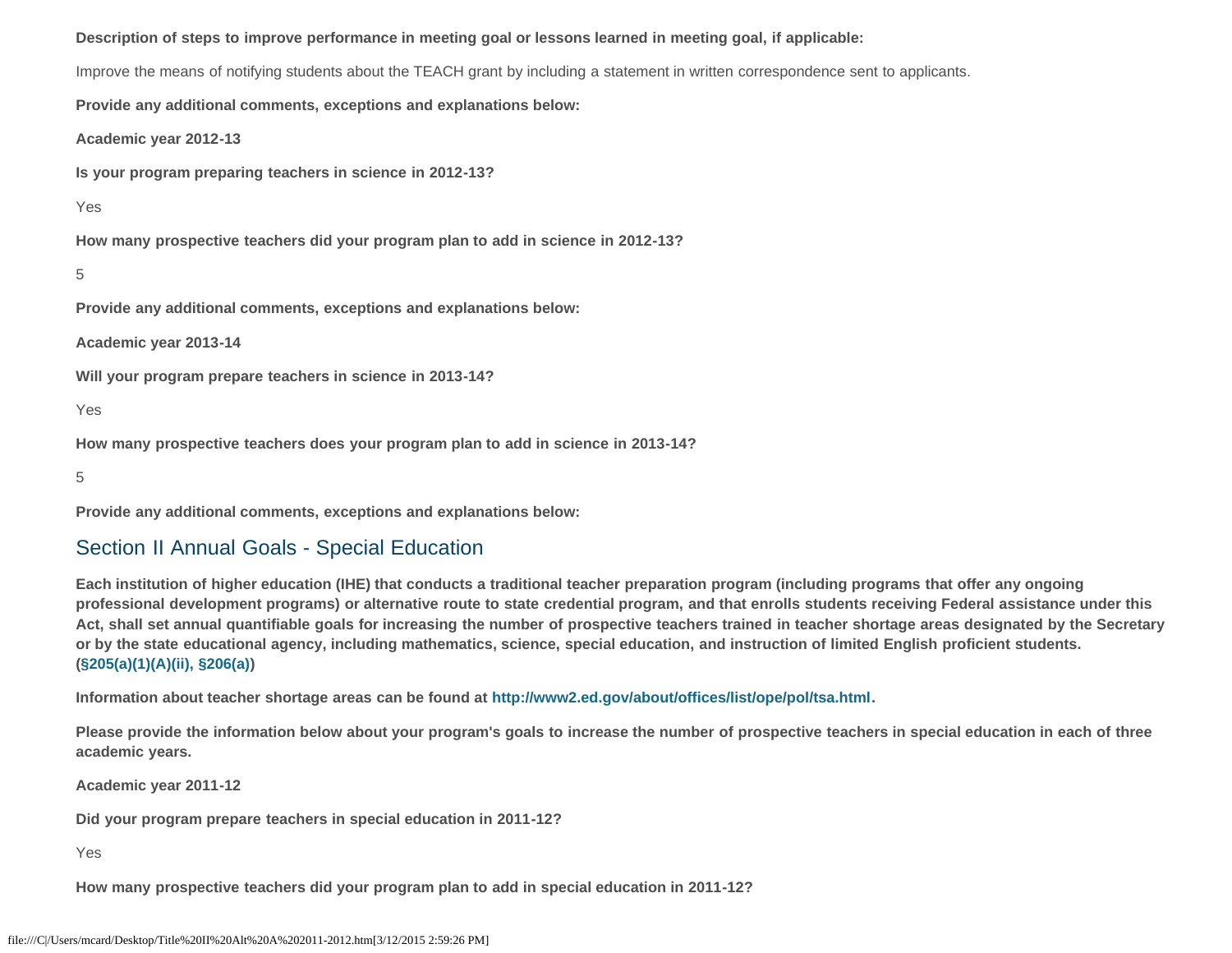**Description of steps to improve performance in meeting goal or lessons learned in meeting goal, if applicable:**

Improve the means of notifying students about the TEACH grant by including a statement in written correspondence sent to applicants.

**Provide any additional comments, exceptions and explanations below:**

**Academic year 2012-13**

**Is your program preparing teachers in science in 2012-13?**

Yes

**How many prospective teachers did your program plan to add in science in 2012-13?**

5

**Provide any additional comments, exceptions and explanations below:**

**Academic year 2013-14**

**Will your program prepare teachers in science in 2013-14?**

Yes

**How many prospective teachers does your program plan to add in science in 2013-14?**

5

**Provide any additional comments, exceptions and explanations below:**

## Section II Annual Goals - Special Education

**Each institution of higher education (IHE) that conducts a traditional teacher preparation program (including programs that offer any ongoing professional development programs) or alternative route to state credential program, and that enrolls students receiving Federal assistance under this Act, shall set annual quantifiable goals for increasing the number of prospective teachers trained in teacher shortage areas designated by the Secretary or by the state educational agency, including mathematics, science, special education, and instruction of limited English proficient students. (§205(a)(1)(A)(ii), §206(a))**

**Information about teacher shortage areas can be found at http://www2.ed.gov/about/offices/list/ope/pol/tsa.html.**

**Please provide the information below about your program's goals to increase the number of prospective teachers in special education in each of three academic years.**

**Academic year 2011-12**

**Did your program prepare teachers in special education in 2011-12?**

Yes

**How many prospective teachers did your program plan to add in special education in 2011-12?**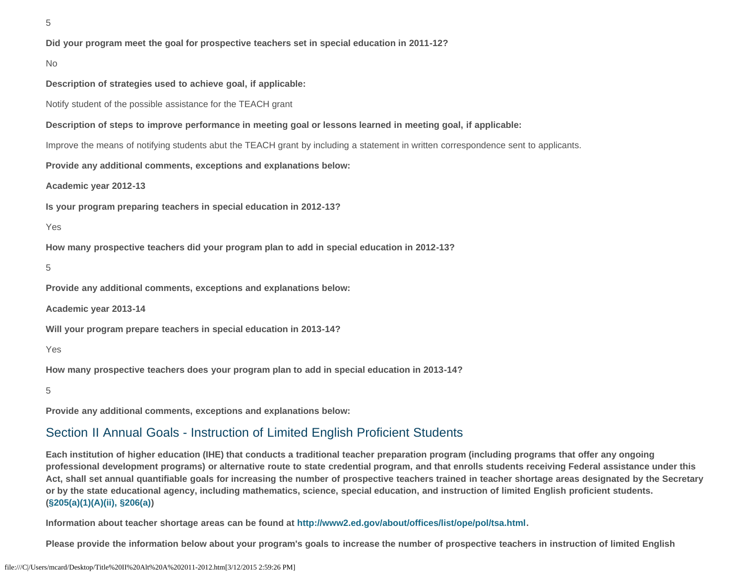5

**Did your program meet the goal for prospective teachers set in special education in 2011-12?**

No

**Description of strategies used to achieve goal, if applicable:**

Notify student of the possible assistance for the TEACH grant

**Description of steps to improve performance in meeting goal or lessons learned in meeting goal, if applicable:**

Improve the means of notifying students abut the TEACH grant by including a statement in written correspondence sent to applicants.

**Provide any additional comments, exceptions and explanations below:**

**Academic year 2012-13**

**Is your program preparing teachers in special education in 2012-13?**

Yes

**How many prospective teachers did your program plan to add in special education in 2012-13?**

5

**Provide any additional comments, exceptions and explanations below:**

**Academic year 2013-14**

**Will your program prepare teachers in special education in 2013-14?**

Yes

**How many prospective teachers does your program plan to add in special education in 2013-14?**

5

**Provide any additional comments, exceptions and explanations below:**

## Section II Annual Goals - Instruction of Limited English Proficient Students

**Each institution of higher education (IHE) that conducts a traditional teacher preparation program (including programs that offer any ongoing professional development programs) or alternative route to state credential program, and that enrolls students receiving Federal assistance under this Act, shall set annual quantifiable goals for increasing the number of prospective teachers trained in teacher shortage areas designated by the Secretary or by the state educational agency, including mathematics, science, special education, and instruction of limited English proficient students. (§205(a)(1)(A)(ii), §206(a))**

**Information about teacher shortage areas can be found at http://www2.ed.gov/about/offices/list/ope/pol/tsa.html.**

**Please provide the information below about your program's goals to increase the number of prospective teachers in instruction of limited English**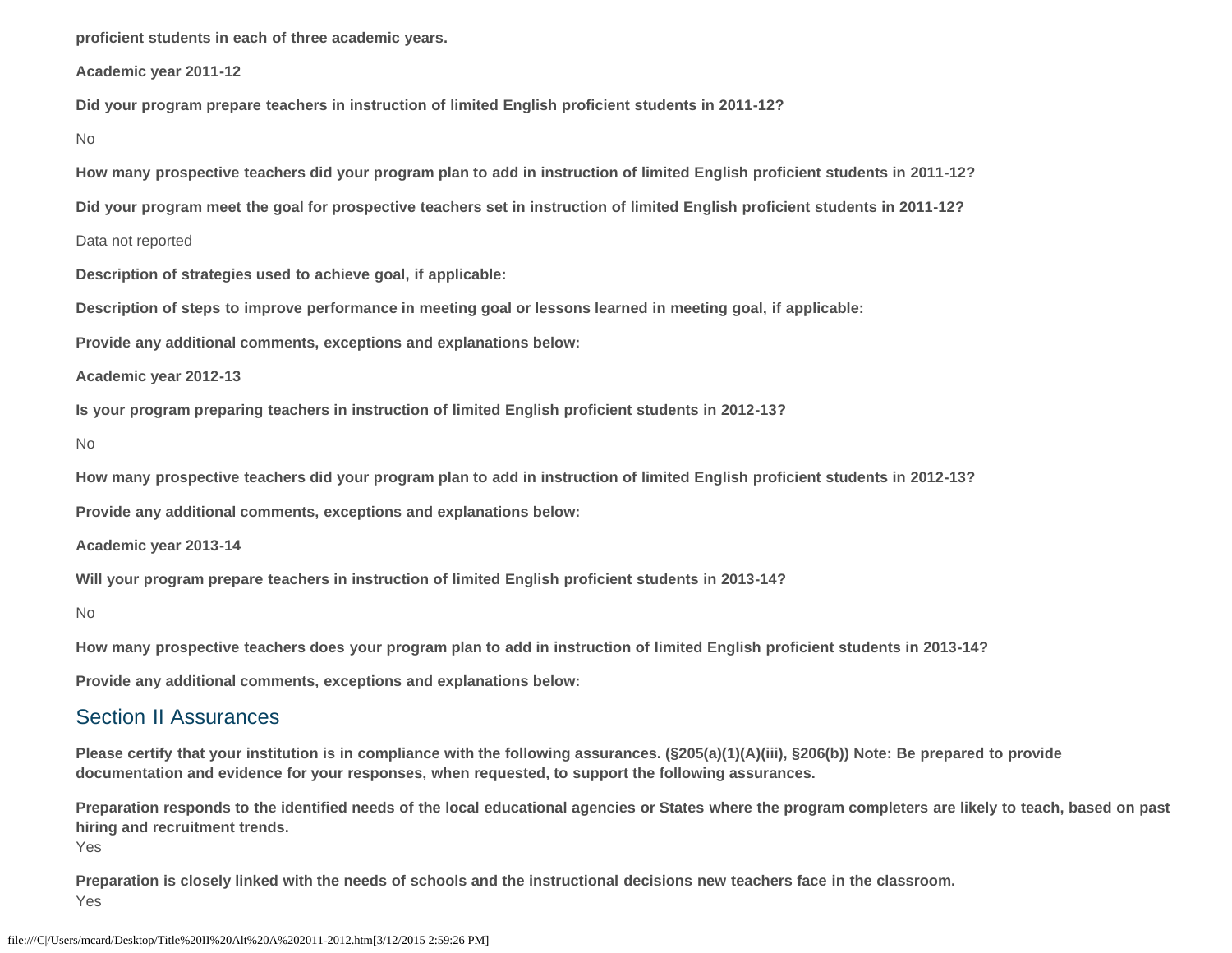**proficient students in each of three academic years.**

**Academic year 2011-12**

**Did your program prepare teachers in instruction of limited English proficient students in 2011-12?**

No

**How many prospective teachers did your program plan to add in instruction of limited English proficient students in 2011-12?**

**Did your program meet the goal for prospective teachers set in instruction of limited English proficient students in 2011-12?**

Data not reported

**Description of strategies used to achieve goal, if applicable:**

**Description of steps to improve performance in meeting goal or lessons learned in meeting goal, if applicable:**

**Provide any additional comments, exceptions and explanations below:**

**Academic year 2012-13**

**Is your program preparing teachers in instruction of limited English proficient students in 2012-13?**

No

**How many prospective teachers did your program plan to add in instruction of limited English proficient students in 2012-13?**

**Provide any additional comments, exceptions and explanations below:**

**Academic year 2013-14**

**Will your program prepare teachers in instruction of limited English proficient students in 2013-14?**

No

**How many prospective teachers does your program plan to add in instruction of limited English proficient students in 2013-14?**

**Provide any additional comments, exceptions and explanations below:**

## Section II Assurances

**Please certify that your institution is in compliance with the following assurances. (§205(a)(1)(A)(iii), §206(b)) Note: Be prepared to provide documentation and evidence for your responses, when requested, to support the following assurances.**

**Preparation responds to the identified needs of the local educational agencies or States where the program completers are likely to teach, based on past hiring and recruitment trends.**
Yes

**Preparation is closely linked with the needs of schools and the instructional decisions new teachers face in the classroom.**
Yes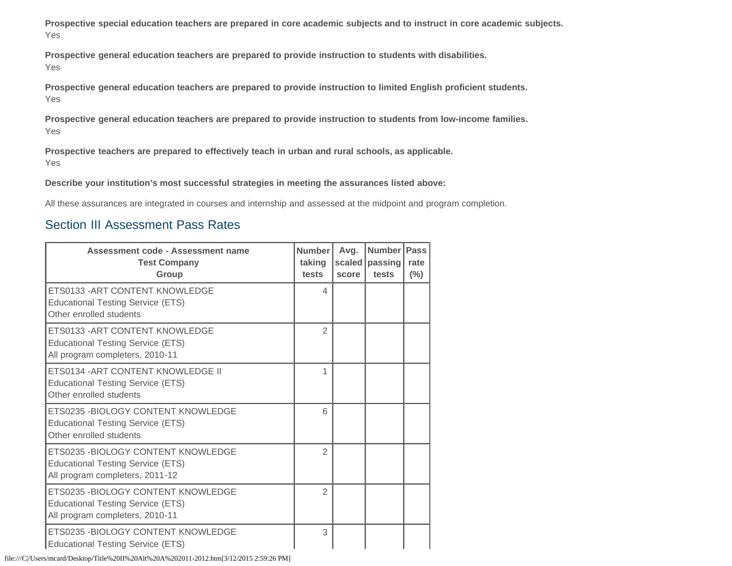**Prospective special education teachers are prepared in core academic subjects and to instruct in core academic subjects.**
Yes

**Prospective general education teachers are prepared to provide instruction to students with disabilities.**
Yes

**Prospective general education teachers are prepared to provide instruction to limited English proficient students.**
Yes

**Prospective general education teachers are prepared to provide instruction to students from low-income families.**
Yes

**Prospective teachers are prepared to effectively teach in urban and rural schools, as applicable.**
Yes

**Describe your institution's most successful strategies in meeting the assurances listed above:**

All these assurances are integrated in courses and internship and assessed at the midpoint and program completion.

## Section III Assessment Pass Rates

| Assessment code - Assessment name<br>Test Company<br>Group | Number taking tests | Avg. scaled score | Number passing tests | Pass rate (%) |
|---|---|---|---|---|
| ETS0133 -ART CONTENT KNOWLEDGE<br>Educational Testing Service (ETS)<br>Other enrolled students | 4 | | | |
| ETS0133 -ART CONTENT KNOWLEDGE<br>Educational Testing Service (ETS)<br>All program completers, 2010-11 | 2 | | | |
| ETS0134 -ART CONTENT KNOWLEDGE II<br>Educational Testing Service (ETS)<br>Other enrolled students | 1 | | | |
| ETS0235 -BIOLOGY CONTENT KNOWLEDGE<br>Educational Testing Service (ETS)<br>Other enrolled students | 6 | | | |
| ETS0235 -BIOLOGY CONTENT KNOWLEDGE<br>Educational Testing Service (ETS)<br>All program completers, 2011-12 | 2 | | | |
| ETS0235 -BIOLOGY CONTENT KNOWLEDGE<br>Educational Testing Service (ETS)<br>All program completers, 2010-11 | 2 | | | |
| ETS0235 -BIOLOGY CONTENT KNOWLEDGE<br>Educational Testing Service (ETS) | 3 | | | |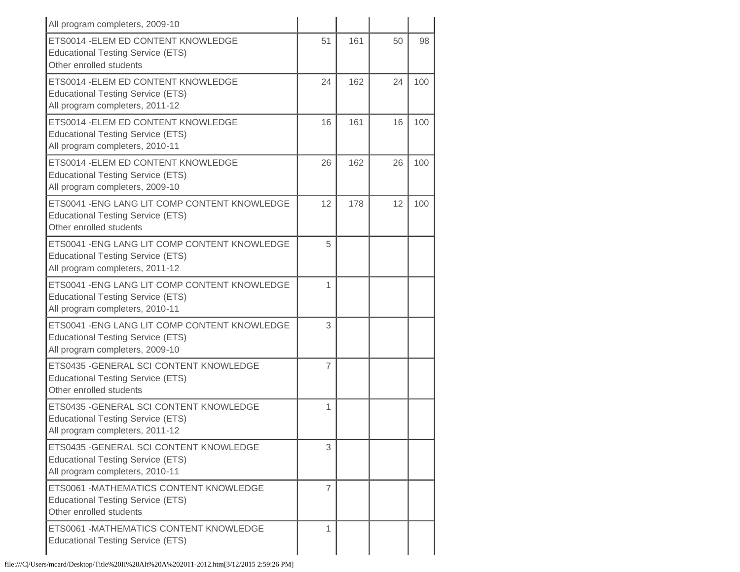| | | | | |
|---|---|---|---|---|
| All program completers, 2009-10 | | | | |
| ETS0014 -ELEM ED CONTENT KNOWLEDGE<br>Educational Testing Service (ETS)<br>Other enrolled students | 51 | 161 | 50 | 98 |
| ETS0014 -ELEM ED CONTENT KNOWLEDGE<br>Educational Testing Service (ETS)<br>All program completers, 2011-12 | 24 | 162 | 24 | 100 |
| ETS0014 -ELEM ED CONTENT KNOWLEDGE<br>Educational Testing Service (ETS)<br>All program completers, 2010-11 | 16 | 161 | 16 | 100 |
| ETS0014 -ELEM ED CONTENT KNOWLEDGE<br>Educational Testing Service (ETS)<br>All program completers, 2009-10 | 26 | 162 | 26 | 100 |
| ETS0041 -ENG LANG LIT COMP CONTENT KNOWLEDGE<br>Educational Testing Service (ETS)<br>Other enrolled students | 12 | 178 | 12 | 100 |
| ETS0041 -ENG LANG LIT COMP CONTENT KNOWLEDGE<br>Educational Testing Service (ETS)<br>All program completers, 2011-12 | 5 | | | |
| ETS0041 -ENG LANG LIT COMP CONTENT KNOWLEDGE<br>Educational Testing Service (ETS)<br>All program completers, 2010-11 | 1 | | | |
| ETS0041 -ENG LANG LIT COMP CONTENT KNOWLEDGE<br>Educational Testing Service (ETS)<br>All program completers, 2009-10 | 3 | | | |
| ETS0435 -GENERAL SCI CONTENT KNOWLEDGE<br>Educational Testing Service (ETS)<br>Other enrolled students | 7 | | | |
| ETS0435 -GENERAL SCI CONTENT KNOWLEDGE<br>Educational Testing Service (ETS)<br>All program completers, 2011-12 | 1 | | | |
| ETS0435 -GENERAL SCI CONTENT KNOWLEDGE<br>Educational Testing Service (ETS)<br>All program completers, 2010-11 | 3 | | | |
| ETS0061 -MATHEMATICS CONTENT KNOWLEDGE<br>Educational Testing Service (ETS)<br>Other enrolled students | 7 | | | |
| ETS0061 -MATHEMATICS CONTENT KNOWLEDGE<br>Educational Testing Service (ETS) | 1 | | | |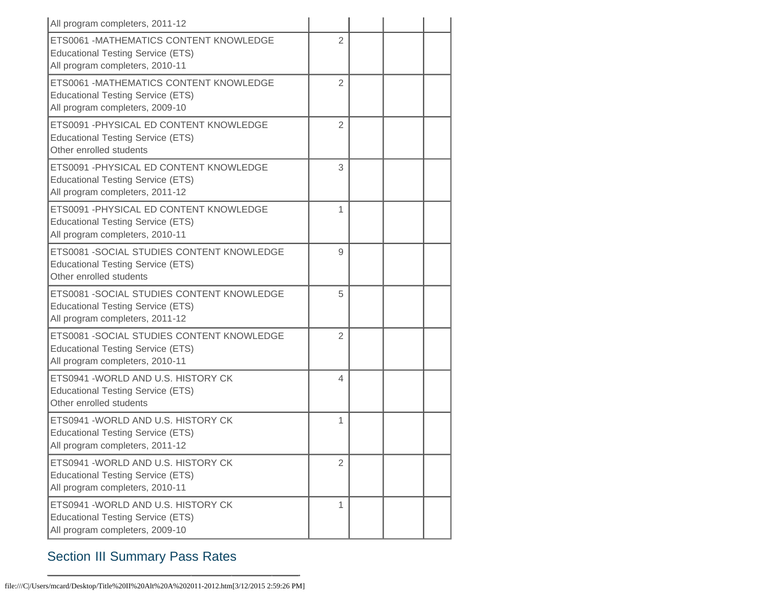| | | | | |
|---|---|---|---|---|
| All program completers, 2011-12 | | | | |
| ETS0061 -MATHEMATICS CONTENT KNOWLEDGE<br>Educational Testing Service (ETS)<br>All program completers, 2010-11 | 2 | | | |
| ETS0061 -MATHEMATICS CONTENT KNOWLEDGE<br>Educational Testing Service (ETS)<br>All program completers, 2009-10 | 2 | | | |
| ETS0091 -PHYSICAL ED CONTENT KNOWLEDGE<br>Educational Testing Service (ETS)<br>Other enrolled students | 2 | | | |
| ETS0091 -PHYSICAL ED CONTENT KNOWLEDGE<br>Educational Testing Service (ETS)<br>All program completers, 2011-12 | 3 | | | |
| ETS0091 -PHYSICAL ED CONTENT KNOWLEDGE<br>Educational Testing Service (ETS)<br>All program completers, 2010-11 | 1 | | | |
| ETS0081 -SOCIAL STUDIES CONTENT KNOWLEDGE<br>Educational Testing Service (ETS)<br>Other enrolled students | 9 | | | |
| ETS0081 -SOCIAL STUDIES CONTENT KNOWLEDGE<br>Educational Testing Service (ETS)<br>All program completers, 2011-12 | 5 | | | |
| ETS0081 -SOCIAL STUDIES CONTENT KNOWLEDGE<br>Educational Testing Service (ETS)<br>All program completers, 2010-11 | 2 | | | |
| ETS0941 -WORLD AND U.S. HISTORY CK<br>Educational Testing Service (ETS)<br>Other enrolled students | 4 | | | |
| ETS0941 -WORLD AND U.S. HISTORY CK<br>Educational Testing Service (ETS)<br>All program completers, 2011-12 | 1 | | | |
| ETS0941 -WORLD AND U.S. HISTORY CK<br>Educational Testing Service (ETS)<br>All program completers, 2010-11 | 2 | | | |
| ETS0941 -WORLD AND U.S. HISTORY CK<br>Educational Testing Service (ETS)<br>All program completers, 2009-10 | 1 | | | |

## Section III Summary Pass Rates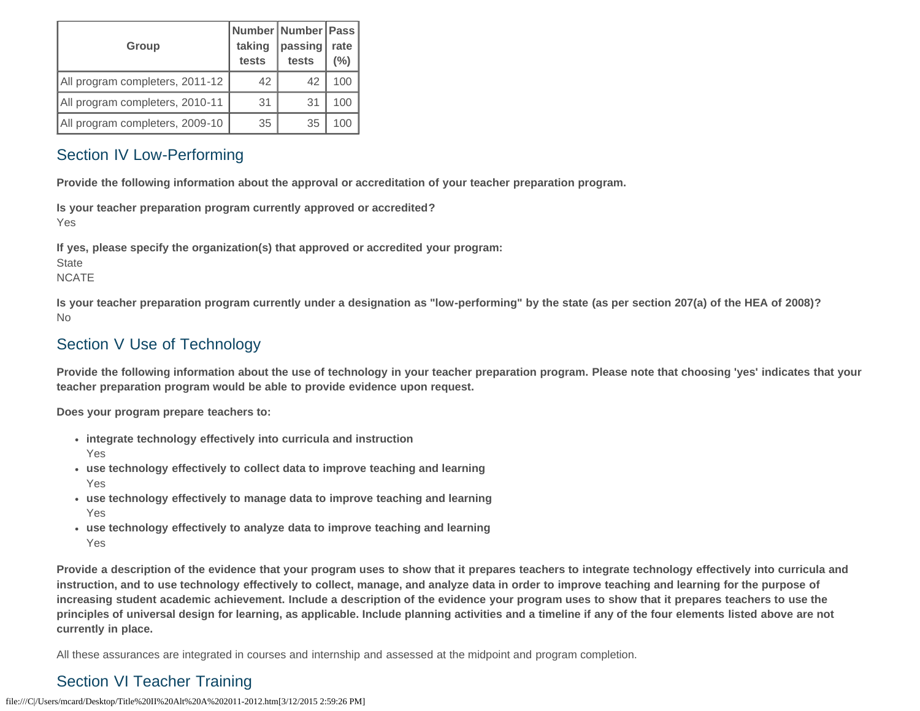| Group | Number taking tests | Number passing tests | Pass rate (%) |
|---|---|---|---|
| All program completers, 2011-12 | 42 | 42 | 100 |
| All program completers, 2010-11 | 31 | 31 | 100 |
| All program completers, 2009-10 | 35 | 35 | 100 |

## Section IV Low-Performing

**Provide the following information about the approval or accreditation of your teacher preparation program.**

**Is your teacher preparation program currently approved or accredited?**
Yes

**If yes, please specify the organization(s) that approved or accredited your program:**
State
NCATE

**Is your teacher preparation program currently under a designation as "low-performing" by the state (as per section 207(a) of the HEA of 2008)?**
No

## Section V Use of Technology

**Provide the following information about the use of technology in your teacher preparation program. Please note that choosing 'yes' indicates that your teacher preparation program would be able to provide evidence upon request.**

**Does your program prepare teachers to:**

- **integrate technology effectively into curricula and instruction**
  Yes
- **use technology effectively to collect data to improve teaching and learning**
  Yes
- **use technology effectively to manage data to improve teaching and learning**
  Yes
- **use technology effectively to analyze data to improve teaching and learning**
  Yes

**Provide a description of the evidence that your program uses to show that it prepares teachers to integrate technology effectively into curricula and instruction, and to use technology effectively to collect, manage, and analyze data in order to improve teaching and learning for the purpose of increasing student academic achievement. Include a description of the evidence your program uses to show that it prepares teachers to use the principles of universal design for learning, as applicable. Include planning activities and a timeline if any of the four elements listed above are not currently in place.**

All these assurances are integrated in courses and internship and assessed at the midpoint and program completion.

## Section VI Teacher Training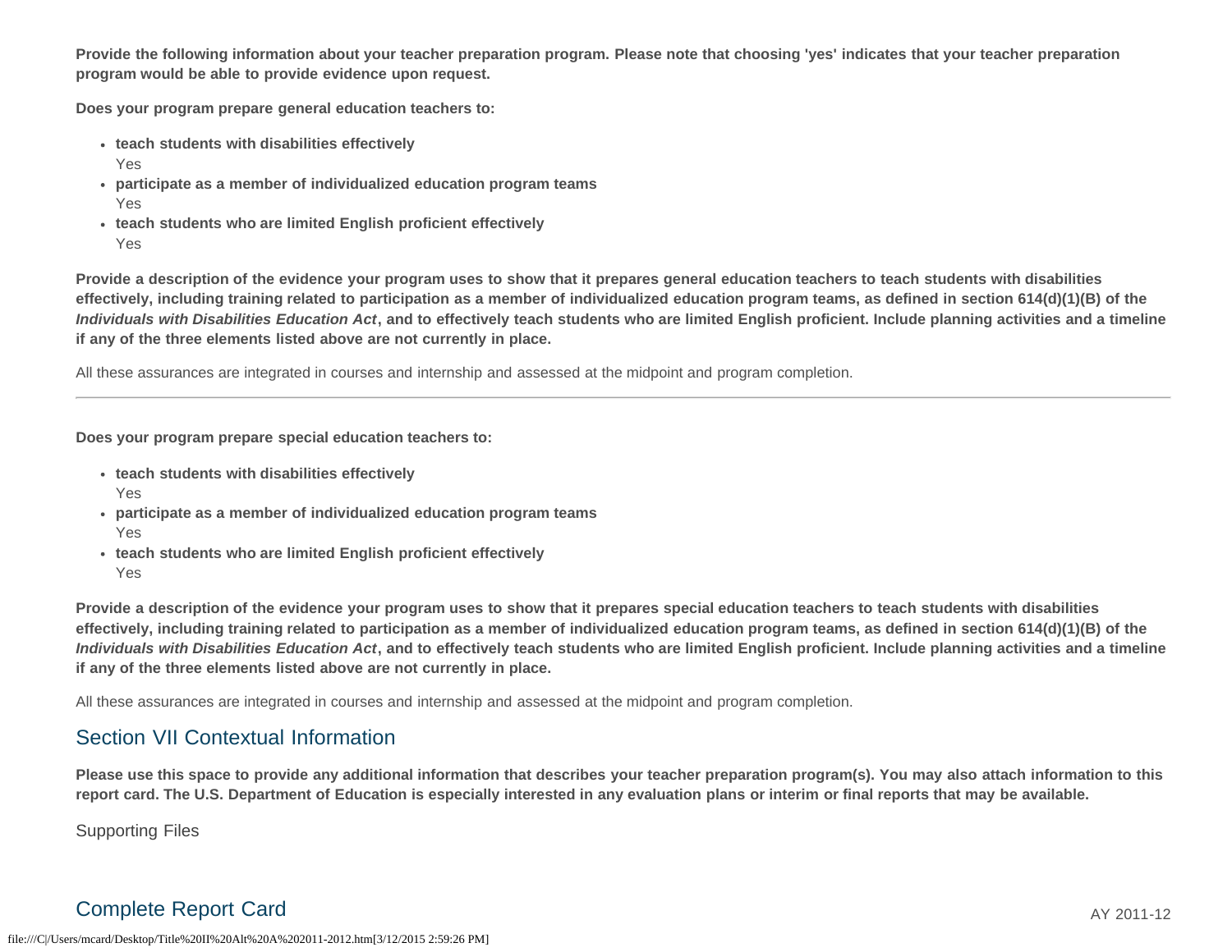**Provide the following information about your teacher preparation program. Please note that choosing 'yes' indicates that your teacher preparation program would be able to provide evidence upon request.**

**Does your program prepare general education teachers to:**

- **teach students with disabilities effectively**
  Yes
- **participate as a member of individualized education program teams**
  Yes
- **teach students who are limited English proficient effectively**
  Yes

**Provide a description of the evidence your program uses to show that it prepares general education teachers to teach students with disabilities effectively, including training related to participation as a member of individualized education program teams, as defined in section 614(d)(1)(B) of the *Individuals with Disabilities Education Act*, and to effectively teach students who are limited English proficient. Include planning activities and a timeline if any of the three elements listed above are not currently in place.**

All these assurances are integrated in courses and internship and assessed at the midpoint and program completion.

---

**Does your program prepare special education teachers to:**

- **teach students with disabilities effectively**
  Yes
- **participate as a member of individualized education program teams**
  Yes
- **teach students who are limited English proficient effectively**
  Yes

**Provide a description of the evidence your program uses to show that it prepares special education teachers to teach students with disabilities effectively, including training related to participation as a member of individualized education program teams, as defined in section 614(d)(1)(B) of the *Individuals with Disabilities Education Act*, and to effectively teach students who are limited English proficient. Include planning activities and a timeline if any of the three elements listed above are not currently in place.**

All these assurances are integrated in courses and internship and assessed at the midpoint and program completion.

## Section VII Contextual Information

**Please use this space to provide any additional information that describes your teacher preparation program(s). You may also attach information to this report card. The U.S. Department of Education is especially interested in any evaluation plans or interim or final reports that may be available.**

Supporting Files

## Complete Report Card

AY 2011-12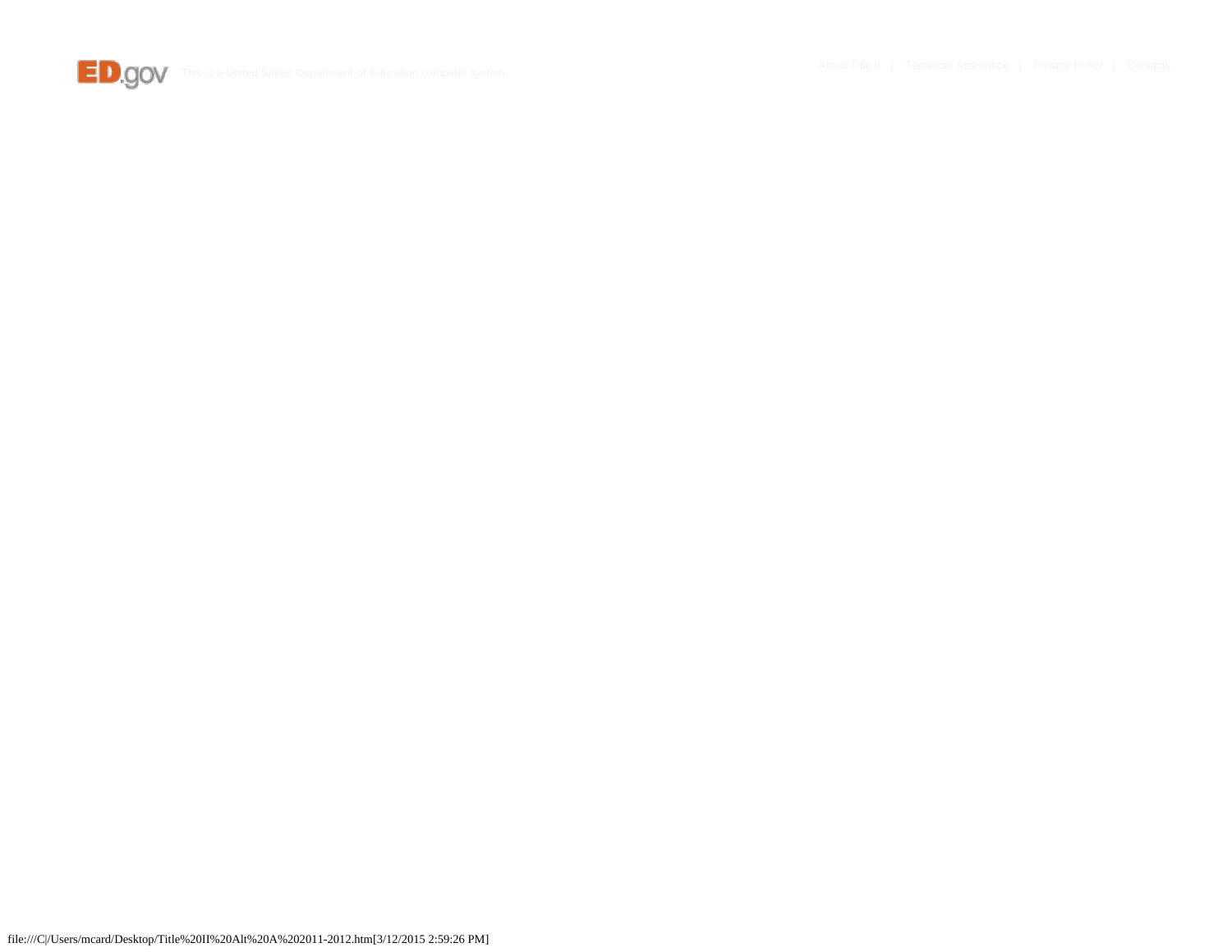ED.gov This is a United States Department of Education computer system.

About Title II | Technical Assistance | Privacy Policy | Contacts